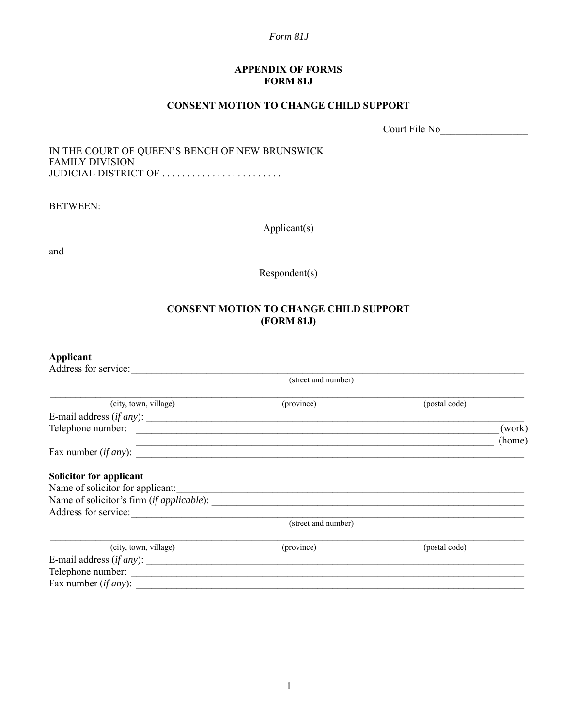*Form 81J*

**APPENDIX OF FORMS**
**FORM 81J**

**CONSENT MOTION TO CHANGE CHILD SUPPORT**

Court File No_________________

IN THE COURT OF QUEEN'S BENCH OF NEW BRUNSWICK
FAMILY DIVISION
JUDICIAL DISTRICT OF . . . . . . . . . . . . . . . . . . . . . . . .

BETWEEN:

Applicant(s)

and

Respondent(s)

**CONSENT MOTION TO CHANGE CHILD SUPPORT**
**(FORM 81J)**

**Applicant**

Address for service:_______________________________________________________________
(street and number)

___________________________________________________________________________
(city, town, village) (province) (postal code)

E-mail address (*if any*): ___________________________________________________________

Telephone number: _______________________________________________________ (work)
_______________________________________________________ (home)

Fax number (*if any*): ______________________________________________________________

**Solicitor for applicant**

Name of solicitor for applicant:______________________________________________________

Name of solicitor's firm (*if applicable*): _____________________________________________

Address for service:_______________________________________________________________
(street and number)

___________________________________________________________________________
(city, town, village) (province) (postal code)

E-mail address (*if any*): ___________________________________________________________

Telephone number: ________________________________________________________________

Fax number (*if any*): ______________________________________________________________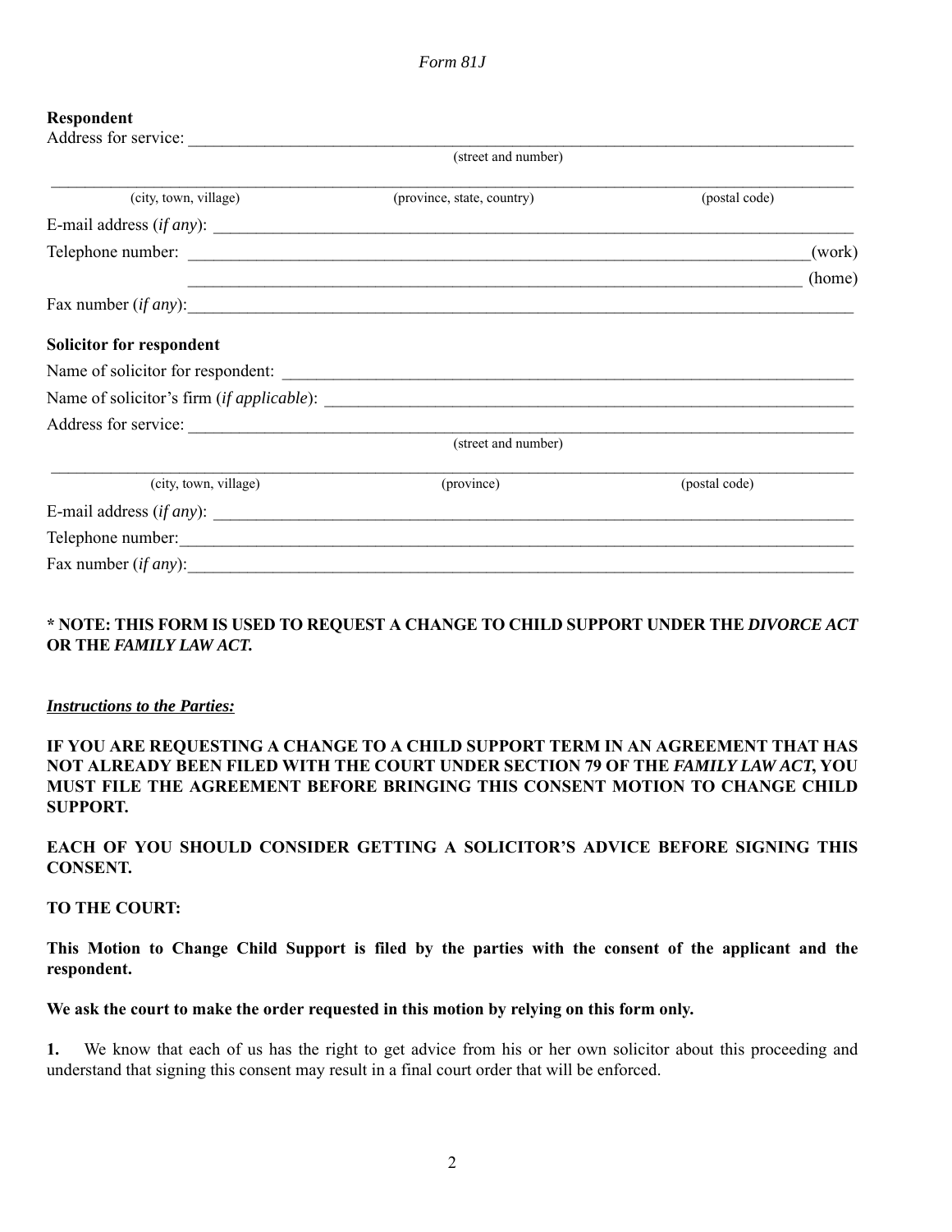*Form 81J*

**Respondent**

Address for service: ___________________________________________________________

(street and number)

___________________________________________________________

(city, town, village) (province, state, country) (postal code)

E-mail address (*if any*): ___________________________________________________________

Telephone number: ___________________________________________________________(work)

___________________________________________________________ (home)

Fax number (*if any*):___________________________________________________________

**Solicitor for respondent**

Name of solicitor for respondent: ___________________________________________________________

Name of solicitor's firm (*if applicable*): ___________________________________________________________

Address for service: ___________________________________________________________

(street and number)

___________________________________________________________

(city, town, village) (province) (postal code)

E-mail address (*if any*): ___________________________________________________________

Telephone number:___________________________________________________________

Fax number (*if any*):___________________________________________________________

**\* NOTE: THIS FORM IS USED TO REQUEST A CHANGE TO CHILD SUPPORT UNDER THE *DIVORCE ACT* OR THE *FAMILY LAW ACT*.**

***Instructions to the Parties:***

**IF YOU ARE REQUESTING A CHANGE TO A CHILD SUPPORT TERM IN AN AGREEMENT THAT HAS NOT ALREADY BEEN FILED WITH THE COURT UNDER SECTION 79 OF THE *FAMILY LAW ACT*, YOU MUST FILE THE AGREEMENT BEFORE BRINGING THIS CONSENT MOTION TO CHANGE CHILD SUPPORT.**

**EACH OF YOU SHOULD CONSIDER GETTING A SOLICITOR'S ADVICE BEFORE SIGNING THIS CONSENT.**

**TO THE COURT:**

**This Motion to Change Child Support is filed by the parties with the consent of the applicant and the respondent.**

**We ask the court to make the order requested in this motion by relying on this form only.**

**1.** We know that each of us has the right to get advice from his or her own solicitor about this proceeding and understand that signing this consent may result in a final court order that will be enforced.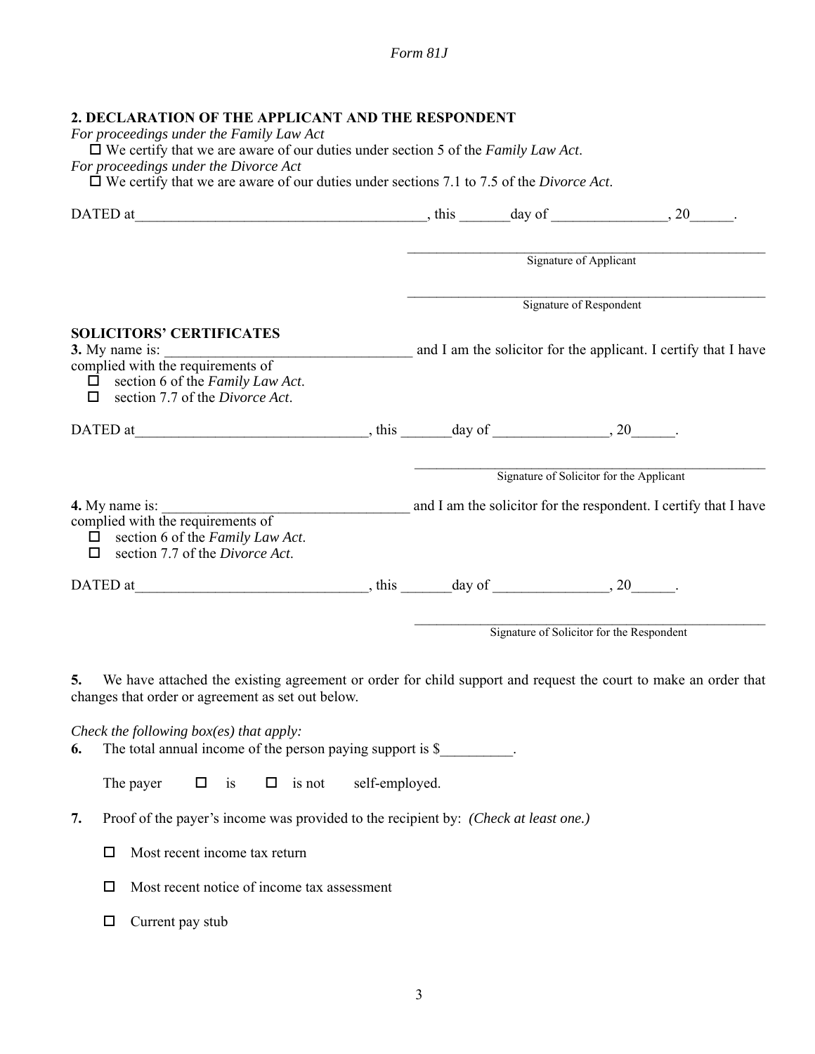*Form 81J*

**2. DECLARATION OF THE APPLICANT AND THE RESPONDENT**

*For proceedings under the Family Law Act*

☐ We certify that we are aware of our duties under section 5 of the *Family Law Act*.

*For proceedings under the Divorce Act*

☐ We certify that we are aware of our duties under sections 7.1 to 7.5 of the *Divorce Act*.

DATED at_______________________________________, this _______day of ________________, 20______.

_______________________________________________
Signature of Applicant

_______________________________________________
Signature of Respondent

**SOLICITORS' CERTIFICATES**

**3.** My name is: __________________________________ and I am the solicitor for the applicant. I certify that I have complied with the requirements of

☐ section 6 of the *Family Law Act*.

☐ section 7.7 of the *Divorce Act*.

DATED at_______________________________, this _______day of ________________, 20______.

_______________________________________________
Signature of Solicitor for the Applicant

**4.** My name is: __________________________________ and I am the solicitor for the respondent. I certify that I have complied with the requirements of

☐ section 6 of the *Family Law Act*.

☐ section 7.7 of the *Divorce Act*.

DATED at_______________________________, this _______day of ________________, 20______.

_______________________________________________
Signature of Solicitor for the Respondent

**5.** We have attached the existing agreement or order for child support and request the court to make an order that changes that order or agreement as set out below.

*Check the following box(es) that apply:*

**6.** The total annual income of the person paying support is $__________.

The payer ☐ is ☐ is not self-employed.

**7.** Proof of the payer's income was provided to the recipient by: *(Check at least one.)*

☐ Most recent income tax return

☐ Most recent notice of income tax assessment

☐ Current pay stub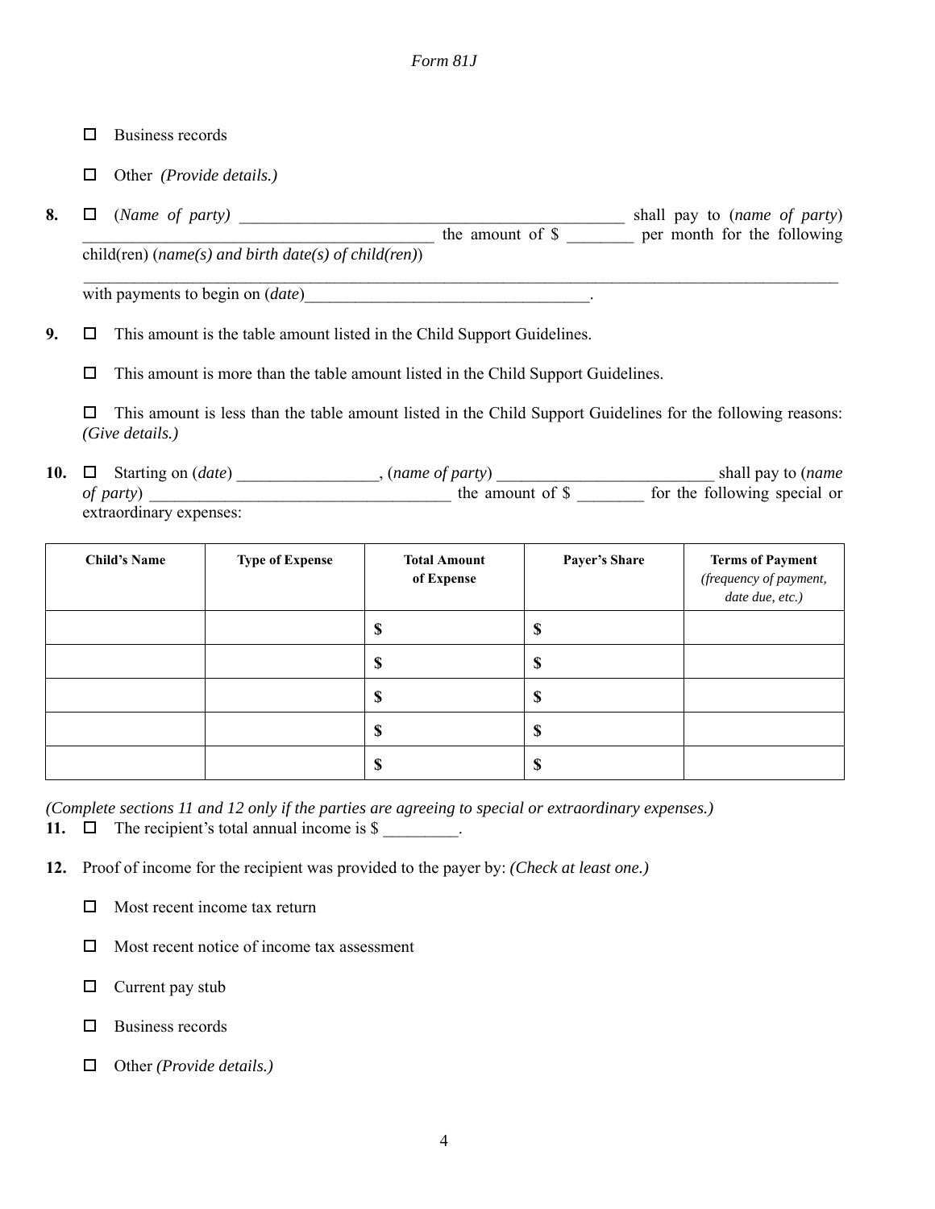☐ Business records

☐ Other *(Provide details.)*

**8.** ☐ (*Name of party*) ________________________________________________ shall pay to (*name of party*) ____________________________________________ the amount of $ ________ per month for the following child(ren) (*name(s) and birth date(s) of child(ren)*)

_______________________________________________________________________________________________

with payments to begin on (*date*)__________________________________.

**9.** ☐ This amount is the table amount listed in the Child Support Guidelines.

☐ This amount is more than the table amount listed in the Child Support Guidelines.

☐ This amount is less than the table amount listed in the Child Support Guidelines for the following reasons: *(Give details.)*

**10.** ☐ Starting on (*date*) _________________, (*name of party*) __________________________ shall pay to (*name of party*) ____________________________________ the amount of $ ________ for the following special or extraordinary expenses:

| **Child's Name** | **Type of Expense** | **Total Amount of Expense** | **Payer's Share** | **Terms of Payment** *(frequency of payment, date due, etc.)* |
|---|---|---|---|---|
| | | **$** | **$** | |
| | | **$** | **$** | |
| | | **$** | **$** | |
| | | **$** | **$** | |
| | | **$** | **$** | |

*(Complete sections 11 and 12 only if the parties are agreeing to special or extraordinary expenses.)*

**11.** ☐ The recipient's total annual income is $ _________.

**12.** Proof of income for the recipient was provided to the payer by: *(Check at least one.)*

☐ Most recent income tax return

☐ Most recent notice of income tax assessment

☐ Current pay stub

☐ Business records

☐ Other *(Provide details.)*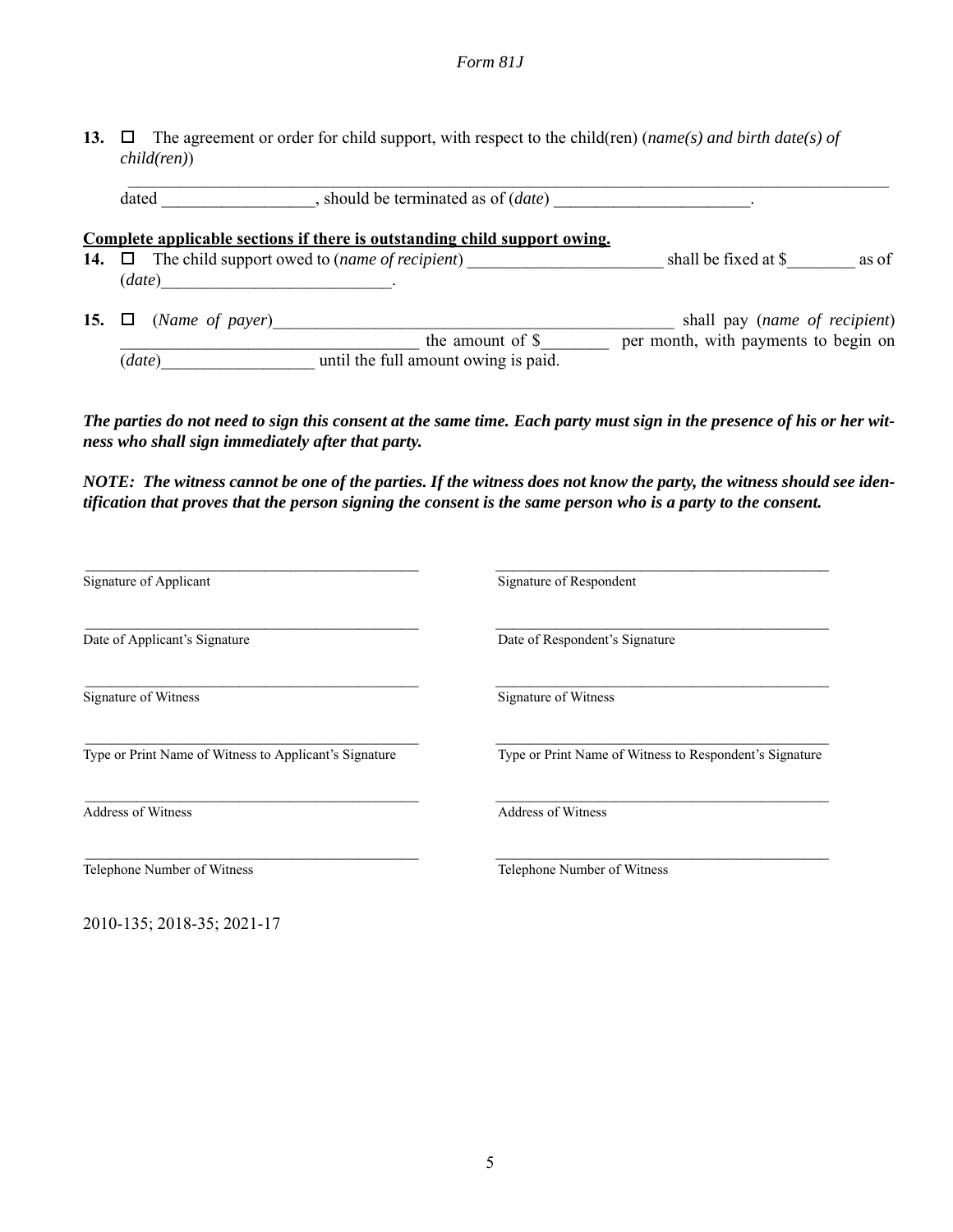**13.** ☐ The agreement or order for child support, with respect to the child(ren) (*name(s) and birth date(s) of child(ren)*)

_______________________________________________________________________________________

dated _________________, should be terminated as of (*date*) ______________________.

**Complete applicable sections if there is outstanding child support owing.**

**14.** ☐ The child support owed to (*name of recipient*) ______________________ shall be fixed at $________ as of (*date*)__________________________.

**15.** ☐ (*Name of payer*)______________________________________________ shall pay (*name of recipient*) _________________________________ the amount of $________ per month, with payments to begin on (*date*)_________________ until the full amount owing is paid.

***The parties do not need to sign this consent at the same time. Each party must sign in the presence of his or her witness who shall sign immediately after that party.***

***NOTE: The witness cannot be one of the parties. If the witness does not know the party, the witness should see identification that proves that the person signing the consent is the same person who is a party to the consent.***

| | |
|---|---|
| ____________________________________ | ____________________________________ |
| Signature of Applicant | Signature of Respondent |
| ____________________________________ | ____________________________________ |
| Date of Applicant's Signature | Date of Respondent's Signature |
| ____________________________________ | ____________________________________ |
| Signature of Witness | Signature of Witness |
| ____________________________________ | ____________________________________ |
| Type or Print Name of Witness to Applicant's Signature | Type or Print Name of Witness to Respondent's Signature |
| ____________________________________ | ____________________________________ |
| Address of Witness | Address of Witness |
| ____________________________________ | ____________________________________ |
| Telephone Number of Witness | Telephone Number of Witness |

2010-135; 2018-35; 2021-17